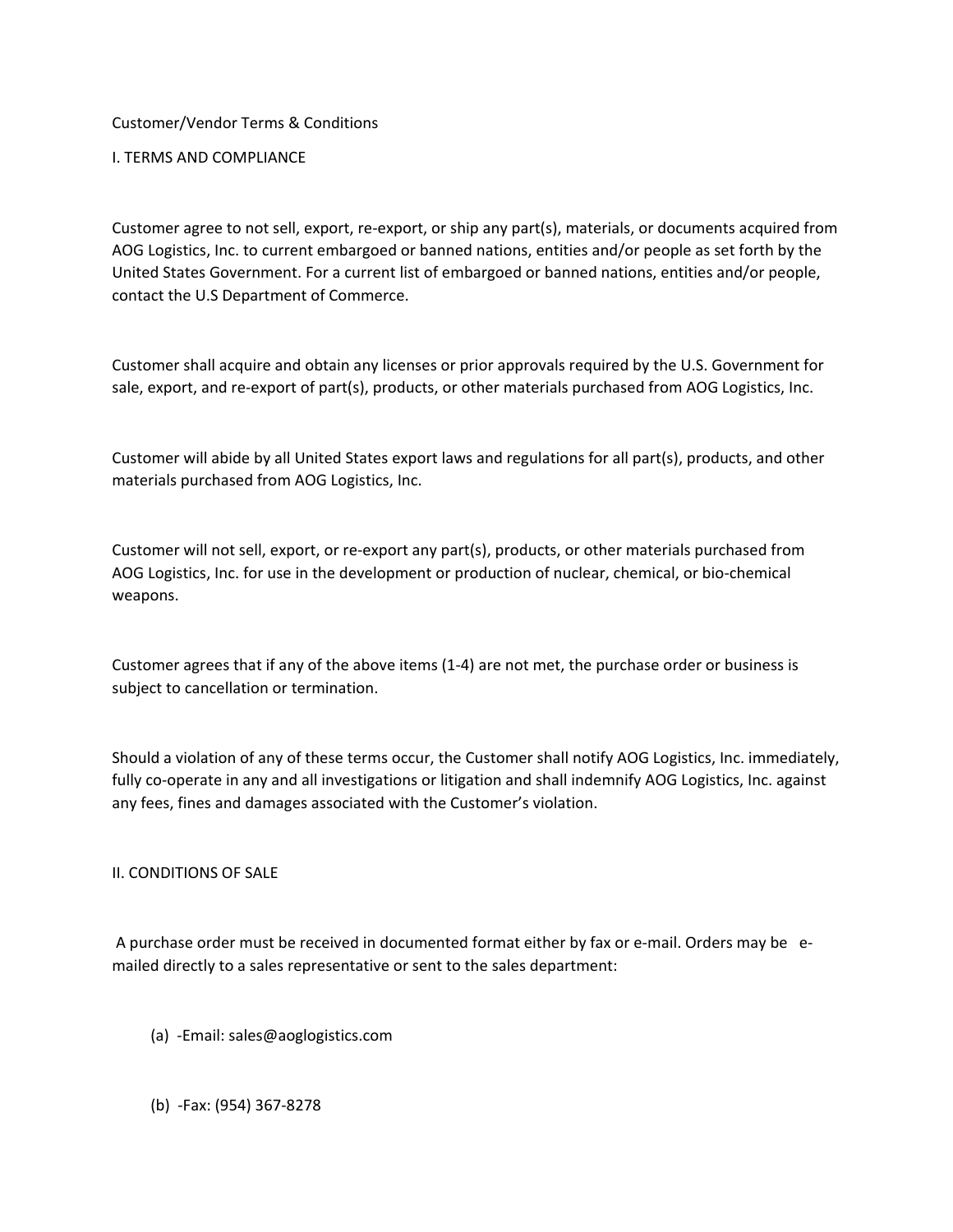# Customer/Vendor Terms & Conditions

## I. TERMS AND COMPLIANCE

Customer agree to not sell, export, re-export, or ship any part(s), materials, or documents acquired from AOG Logistics, Inc. to current embargoed or banned nations, entities and/or people as set forth by the United States Government. For a current list of embargoed or banned nations, entities and/or people, contact the U.S Department of Commerce.

Customer shall acquire and obtain any licenses or prior approvals required by the U.S. Government for sale, export, and re-export of part(s), products, or other materials purchased from AOG Logistics, Inc.

Customer will abide by all United States export laws and regulations for all part(s), products, and other materials purchased from AOG Logistics, Inc.

Customer will not sell, export, or re-export any part(s), products, or other materials purchased from AOG Logistics, Inc. for use in the development or production of nuclear, chemical, or bio-chemical weapons.

Customer agrees that if any of the above items (1-4) are not met, the purchase order or business is subject to cancellation or termination.

Should a violation of any of these terms occur, the Customer shall notify AOG Logistics, Inc. immediately, fully co-operate in any and all investigations or litigation and shall indemnify AOG Logistics, Inc. against any fees, fines and damages associated with the Customer's violation.

## II. CONDITIONS OF SALE

A purchase order must be received in documented format either by fax or e-mail. Orders may be e-mailed directly to a sales representative or sent to the sales department:

(a) -Email: sales@aoglogistics.com

(b) -Fax: (954) 367-8278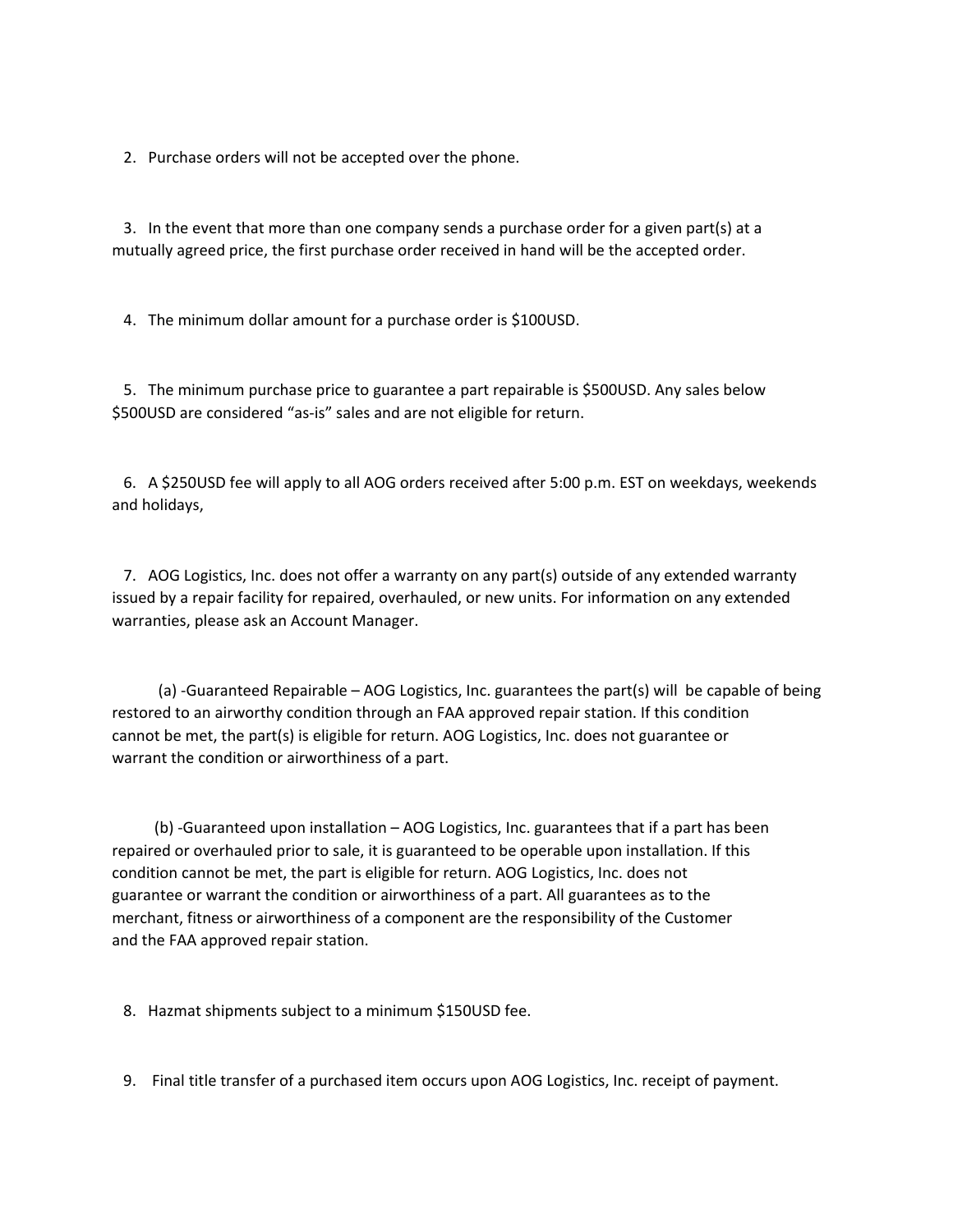2. Purchase orders will not be accepted over the phone.

3. In the event that more than one company sends a purchase order for a given part(s) at a mutually agreed price, the first purchase order received in hand will be the accepted order.

4. The minimum dollar amount for a purchase order is $100USD.

5. The minimum purchase price to guarantee a part repairable is $500USD. Any sales below $500USD are considered "as-is" sales and are not eligible for return.

6. A $250USD fee will apply to all AOG orders received after 5:00 p.m. EST on weekdays, weekends and holidays,

7. AOG Logistics, Inc. does not offer a warranty on any part(s) outside of any extended warranty issued by a repair facility for repaired, overhauled, or new units. For information on any extended warranties, please ask an Account Manager.

    (a) -Guaranteed Repairable – AOG Logistics, Inc. guarantees the part(s) will be capable of being restored to an airworthy condition through an FAA approved repair station. If this condition cannot be met, the part(s) is eligible for return. AOG Logistics, Inc. does not guarantee or warrant the condition or airworthiness of a part.

    (b) -Guaranteed upon installation – AOG Logistics, Inc. guarantees that if a part has been repaired or overhauled prior to sale, it is guaranteed to be operable upon installation. If this condition cannot be met, the part is eligible for return. AOG Logistics, Inc. does not guarantee or warrant the condition or airworthiness of a part. All guarantees as to the merchant, fitness or airworthiness of a component are the responsibility of the Customer and the FAA approved repair station.

8. Hazmat shipments subject to a minimum $150USD fee.

9. Final title transfer of a purchased item occurs upon AOG Logistics, Inc. receipt of payment.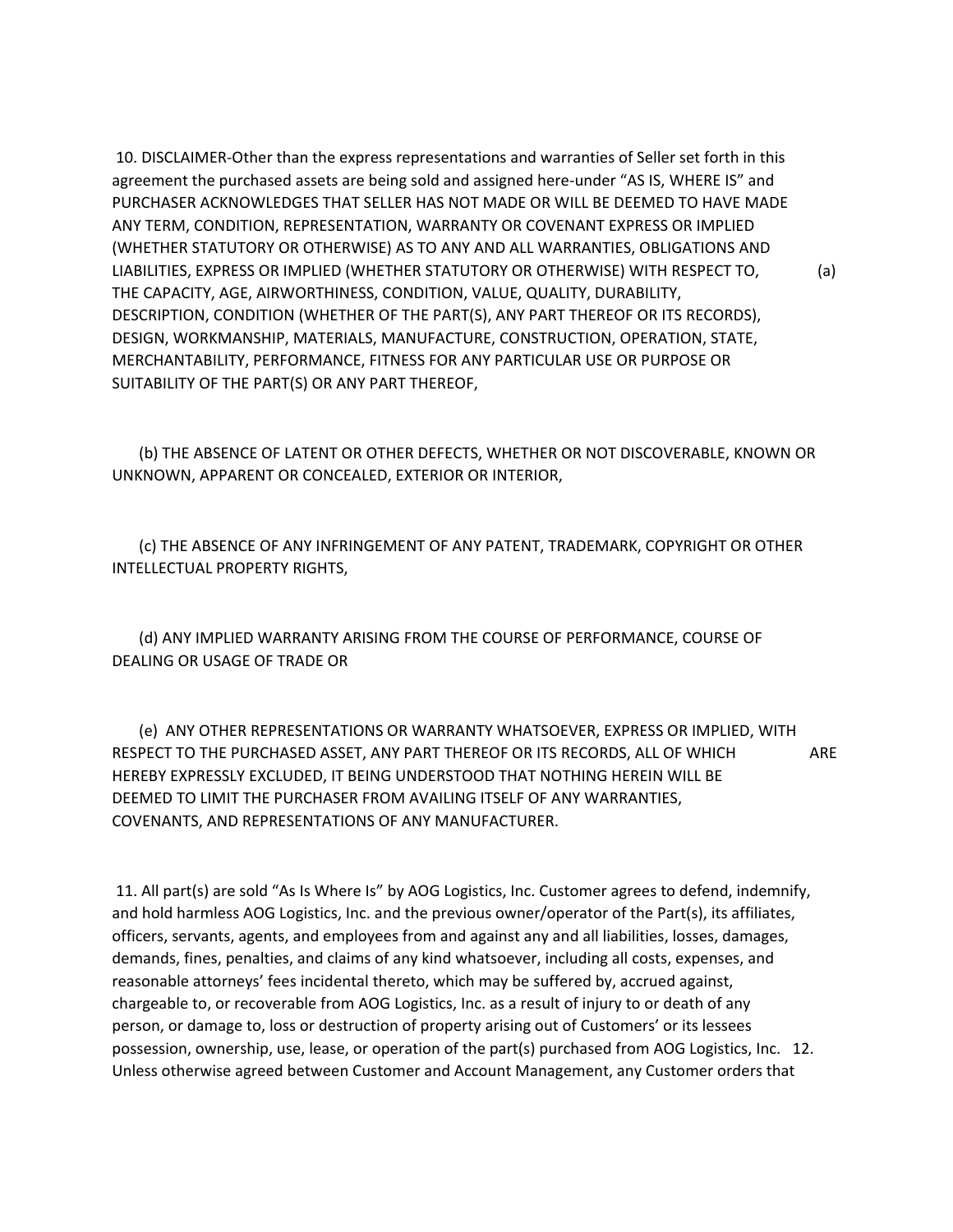10. DISCLAIMER-Other than the express representations and warranties of Seller set forth in this agreement the purchased assets are being sold and assigned here-under "AS IS, WHERE IS" and PURCHASER ACKNOWLEDGES THAT SELLER HAS NOT MADE OR WILL BE DEEMED TO HAVE MADE ANY TERM, CONDITION, REPRESENTATION, WARRANTY OR COVENANT EXPRESS OR IMPLIED (WHETHER STATUTORY OR OTHERWISE) AS TO ANY AND ALL WARRANTIES, OBLIGATIONS AND LIABILITIES, EXPRESS OR IMPLIED (WHETHER STATUTORY OR OTHERWISE) WITH RESPECT TO, (a) THE CAPACITY, AGE, AIRWORTHINESS, CONDITION, VALUE, QUALITY, DURABILITY, DESCRIPTION, CONDITION (WHETHER OF THE PART(S), ANY PART THEREOF OR ITS RECORDS), DESIGN, WORKMANSHIP, MATERIALS, MANUFACTURE, CONSTRUCTION, OPERATION, STATE, MERCHANTABILITY, PERFORMANCE, FITNESS FOR ANY PARTICULAR USE OR PURPOSE OR SUITABILITY OF THE PART(S) OR ANY PART THEREOF,

(b) THE ABSENCE OF LATENT OR OTHER DEFECTS, WHETHER OR NOT DISCOVERABLE, KNOWN OR UNKNOWN, APPARENT OR CONCEALED, EXTERIOR OR INTERIOR,

(c) THE ABSENCE OF ANY INFRINGEMENT OF ANY PATENT, TRADEMARK, COPYRIGHT OR OTHER INTELLECTUAL PROPERTY RIGHTS,

(d) ANY IMPLIED WARRANTY ARISING FROM THE COURSE OF PERFORMANCE, COURSE OF DEALING OR USAGE OF TRADE OR

(e) ANY OTHER REPRESENTATIONS OR WARRANTY WHATSOEVER, EXPRESS OR IMPLIED, WITH RESPECT TO THE PURCHASED ASSET, ANY PART THEREOF OR ITS RECORDS, ALL OF WHICH ARE HEREBY EXPRESSLY EXCLUDED, IT BEING UNDERSTOOD THAT NOTHING HEREIN WILL BE DEEMED TO LIMIT THE PURCHASER FROM AVAILING ITSELF OF ANY WARRANTIES, COVENANTS, AND REPRESENTATIONS OF ANY MANUFACTURER.

11. All part(s) are sold "As Is Where Is" by AOG Logistics, Inc. Customer agrees to defend, indemnify, and hold harmless AOG Logistics, Inc. and the previous owner/operator of the Part(s), its affiliates, officers, servants, agents, and employees from and against any and all liabilities, losses, damages, demands, fines, penalties, and claims of any kind whatsoever, including all costs, expenses, and reasonable attorneys' fees incidental thereto, which may be suffered by, accrued against, chargeable to, or recoverable from AOG Logistics, Inc. as a result of injury to or death of any person, or damage to, loss or destruction of property arising out of Customers' or its lessees possession, ownership, use, lease, or operation of the part(s) purchased from AOG Logistics, Inc. 12. Unless otherwise agreed between Customer and Account Management, any Customer orders that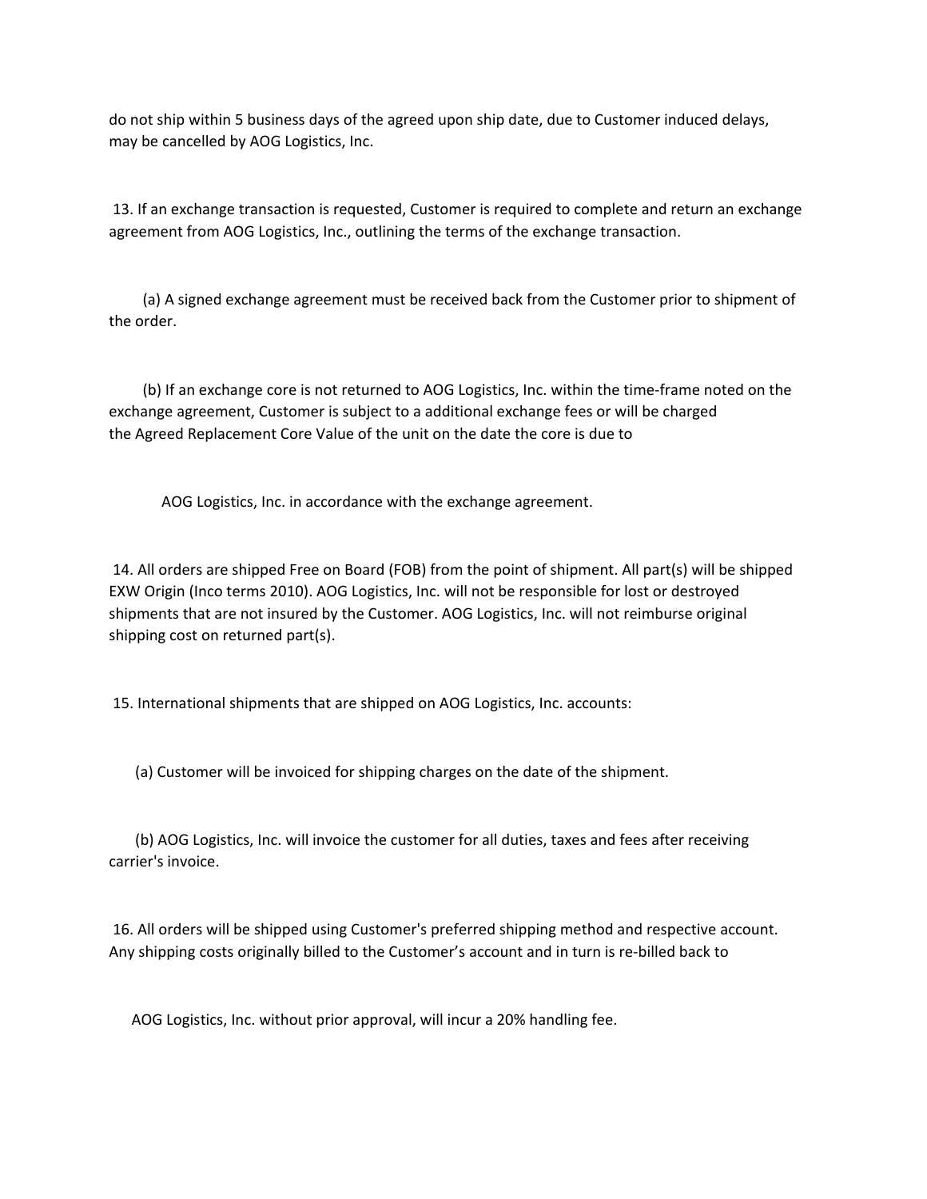do not ship within 5 business days of the agreed upon ship date, due to Customer induced delays, may be cancelled by AOG Logistics, Inc.

13. If an exchange transaction is requested, Customer is required to complete and return an exchange agreement from AOG Logistics, Inc., outlining the terms of the exchange transaction.

(a) A signed exchange agreement must be received back from the Customer prior to shipment of the order.

(b) If an exchange core is not returned to AOG Logistics, Inc. within the time-frame noted on the exchange agreement, Customer is subject to a additional exchange fees or will be charged the Agreed Replacement Core Value of the unit on the date the core is due to

AOG Logistics, Inc. in accordance with the exchange agreement.

14. All orders are shipped Free on Board (FOB) from the point of shipment. All part(s) will be shipped EXW Origin (Inco terms 2010). AOG Logistics, Inc. will not be responsible for lost or destroyed shipments that are not insured by the Customer. AOG Logistics, Inc. will not reimburse original shipping cost on returned part(s).

15. International shipments that are shipped on AOG Logistics, Inc. accounts:

(a) Customer will be invoiced for shipping charges on the date of the shipment.

(b) AOG Logistics, Inc. will invoice the customer for all duties, taxes and fees after receiving carrier's invoice.

16. All orders will be shipped using Customer's preferred shipping method and respective account. Any shipping costs originally billed to the Customer's account and in turn is re-billed back to

AOG Logistics, Inc. without prior approval, will incur a 20% handling fee.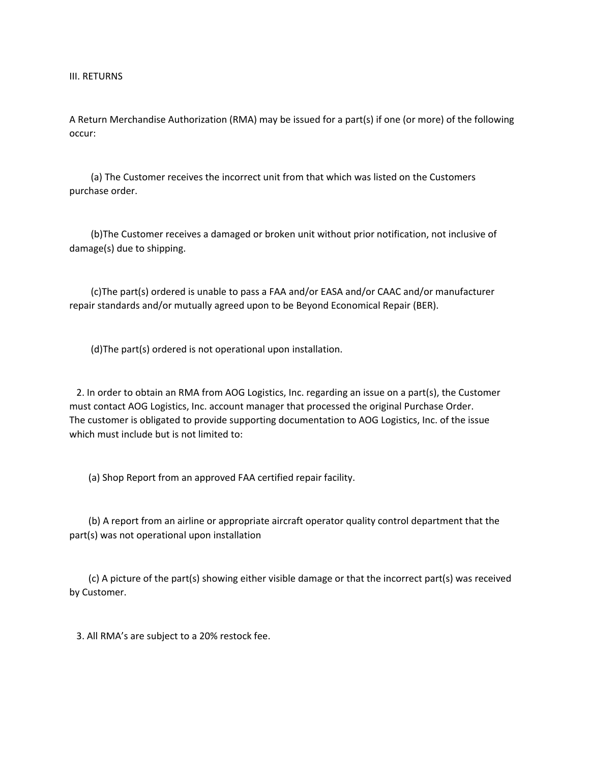III. RETURNS

A Return Merchandise Authorization (RMA) may be issued for a part(s) if one (or more) of the following occur:

(a) The Customer receives the incorrect unit from that which was listed on the Customers purchase order.

(b)The Customer receives a damaged or broken unit without prior notification, not inclusive of damage(s) due to shipping.

(c)The part(s) ordered is unable to pass a FAA and/or EASA and/or CAAC and/or manufacturer repair standards and/or mutually agreed upon to be Beyond Economical Repair (BER).

(d)The part(s) ordered is not operational upon installation.

2. In order to obtain an RMA from AOG Logistics, Inc. regarding an issue on a part(s), the Customer must contact AOG Logistics, Inc. account manager that processed the original Purchase Order. The customer is obligated to provide supporting documentation to AOG Logistics, Inc. of the issue which must include but is not limited to:

(a) Shop Report from an approved FAA certified repair facility.

(b) A report from an airline or appropriate aircraft operator quality control department that the part(s) was not operational upon installation

(c) A picture of the part(s) showing either visible damage or that the incorrect part(s) was received by Customer.

3. All RMA's are subject to a 20% restock fee.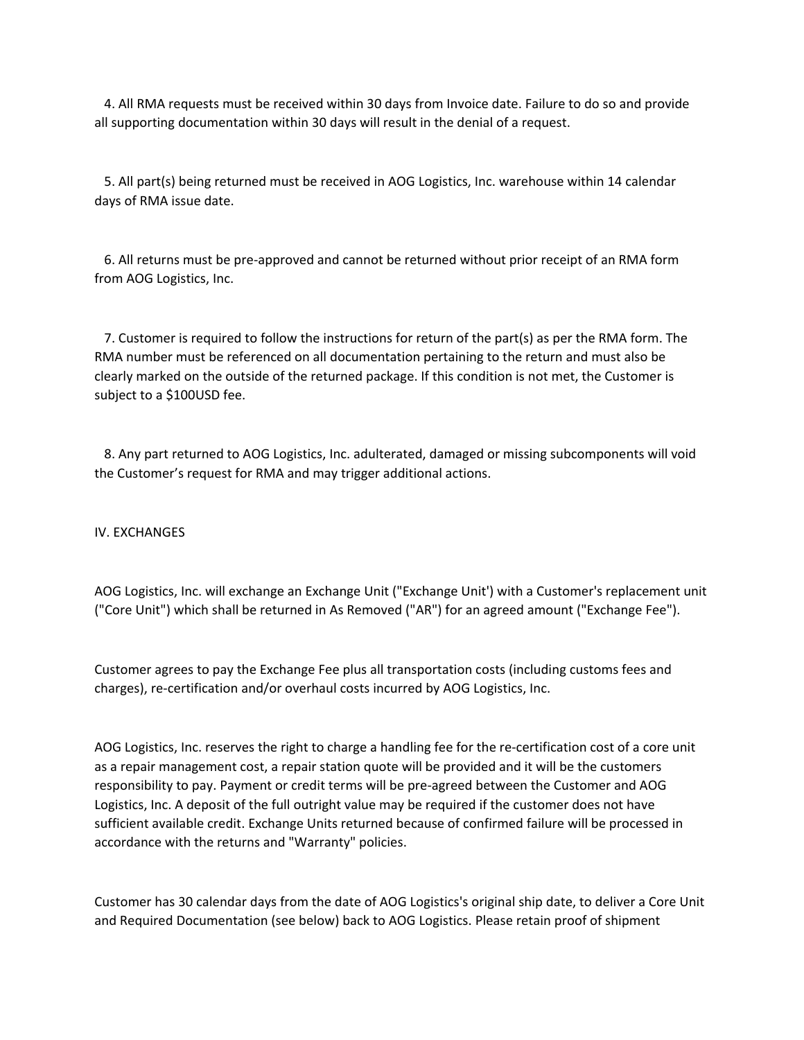4. All RMA requests must be received within 30 days from Invoice date. Failure to do so and provide all supporting documentation within 30 days will result in the denial of a request.

5. All part(s) being returned must be received in AOG Logistics, Inc. warehouse within 14 calendar days of RMA issue date.

6. All returns must be pre-approved and cannot be returned without prior receipt of an RMA form from AOG Logistics, Inc.

7. Customer is required to follow the instructions for return of the part(s) as per the RMA form. The RMA number must be referenced on all documentation pertaining to the return and must also be clearly marked on the outside of the returned package. If this condition is not met, the Customer is subject to a $100USD fee.

8. Any part returned to AOG Logistics, Inc. adulterated, damaged or missing subcomponents will void the Customer's request for RMA and may trigger additional actions.

## IV. EXCHANGES

AOG Logistics, Inc. will exchange an Exchange Unit ("Exchange Unit') with a Customer's replacement unit ("Core Unit") which shall be returned in As Removed ("AR") for an agreed amount ("Exchange Fee").

Customer agrees to pay the Exchange Fee plus all transportation costs (including customs fees and charges), re-certification and/or overhaul costs incurred by AOG Logistics, Inc.

AOG Logistics, Inc. reserves the right to charge a handling fee for the re-certification cost of a core unit as a repair management cost, a repair station quote will be provided and it will be the customers responsibility to pay. Payment or credit terms will be pre-agreed between the Customer and AOG Logistics, Inc. A deposit of the full outright value may be required if the customer does not have sufficient available credit. Exchange Units returned because of confirmed failure will be processed in accordance with the returns and "Warranty" policies.

Customer has 30 calendar days from the date of AOG Logistics's original ship date, to deliver a Core Unit and Required Documentation (see below) back to AOG Logistics. Please retain proof of shipment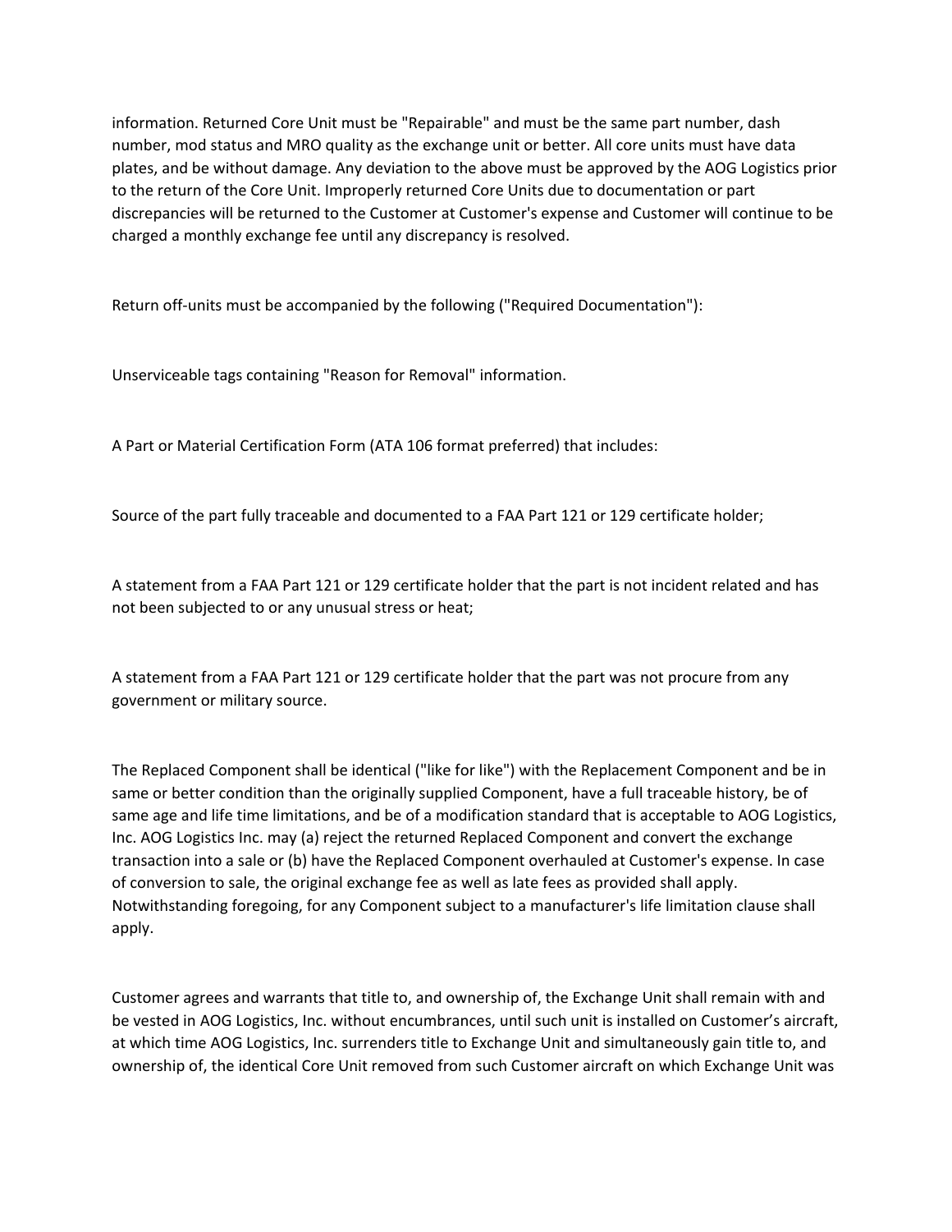information. Returned Core Unit must be "Repairable" and must be the same part number, dash number, mod status and MRO quality as the exchange unit or better. All core units must have data plates, and be without damage. Any deviation to the above must be approved by the AOG Logistics prior to the return of the Core Unit. Improperly returned Core Units due to documentation or part discrepancies will be returned to the Customer at Customer's expense and Customer will continue to be charged a monthly exchange fee until any discrepancy is resolved.

Return off-units must be accompanied by the following ("Required Documentation"):

Unserviceable tags containing "Reason for Removal" information.

A Part or Material Certification Form (ATA 106 format preferred) that includes:

Source of the part fully traceable and documented to a FAA Part 121 or 129 certificate holder;

A statement from a FAA Part 121 or 129 certificate holder that the part is not incident related and has not been subjected to or any unusual stress or heat;

A statement from a FAA Part 121 or 129 certificate holder that the part was not procure from any government or military source.

The Replaced Component shall be identical ("like for like") with the Replacement Component and be in same or better condition than the originally supplied Component, have a full traceable history, be of same age and life time limitations, and be of a modification standard that is acceptable to AOG Logistics, Inc. AOG Logistics Inc. may (a) reject the returned Replaced Component and convert the exchange transaction into a sale or (b) have the Replaced Component overhauled at Customer's expense. In case of conversion to sale, the original exchange fee as well as late fees as provided shall apply. Notwithstanding foregoing, for any Component subject to a manufacturer's life limitation clause shall apply.

Customer agrees and warrants that title to, and ownership of, the Exchange Unit shall remain with and be vested in AOG Logistics, Inc. without encumbrances, until such unit is installed on Customer's aircraft, at which time AOG Logistics, Inc. surrenders title to Exchange Unit and simultaneously gain title to, and ownership of, the identical Core Unit removed from such Customer aircraft on which Exchange Unit was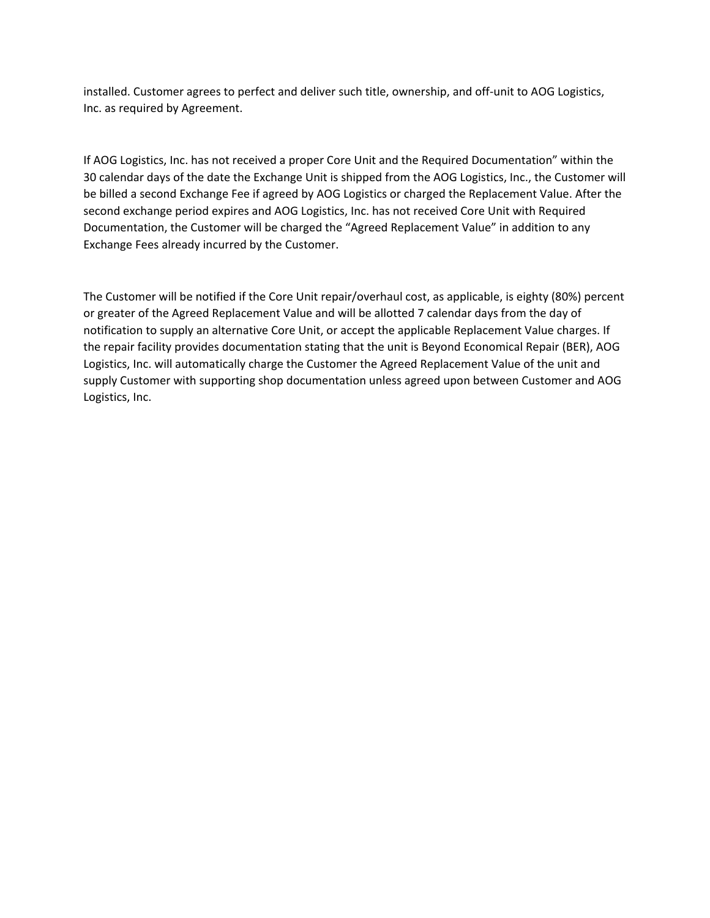installed. Customer agrees to perfect and deliver such title, ownership, and off-unit to AOG Logistics, Inc. as required by Agreement.

If AOG Logistics, Inc. has not received a proper Core Unit and the Required Documentation" within the 30 calendar days of the date the Exchange Unit is shipped from the AOG Logistics, Inc., the Customer will be billed a second Exchange Fee if agreed by AOG Logistics or charged the Replacement Value. After the second exchange period expires and AOG Logistics, Inc. has not received Core Unit with Required Documentation, the Customer will be charged the "Agreed Replacement Value" in addition to any Exchange Fees already incurred by the Customer.

The Customer will be notified if the Core Unit repair/overhaul cost, as applicable, is eighty (80%) percent or greater of the Agreed Replacement Value and will be allotted 7 calendar days from the day of notification to supply an alternative Core Unit, or accept the applicable Replacement Value charges. If the repair facility provides documentation stating that the unit is Beyond Economical Repair (BER), AOG Logistics, Inc. will automatically charge the Customer the Agreed Replacement Value of the unit and supply Customer with supporting shop documentation unless agreed upon between Customer and AOG Logistics, Inc.